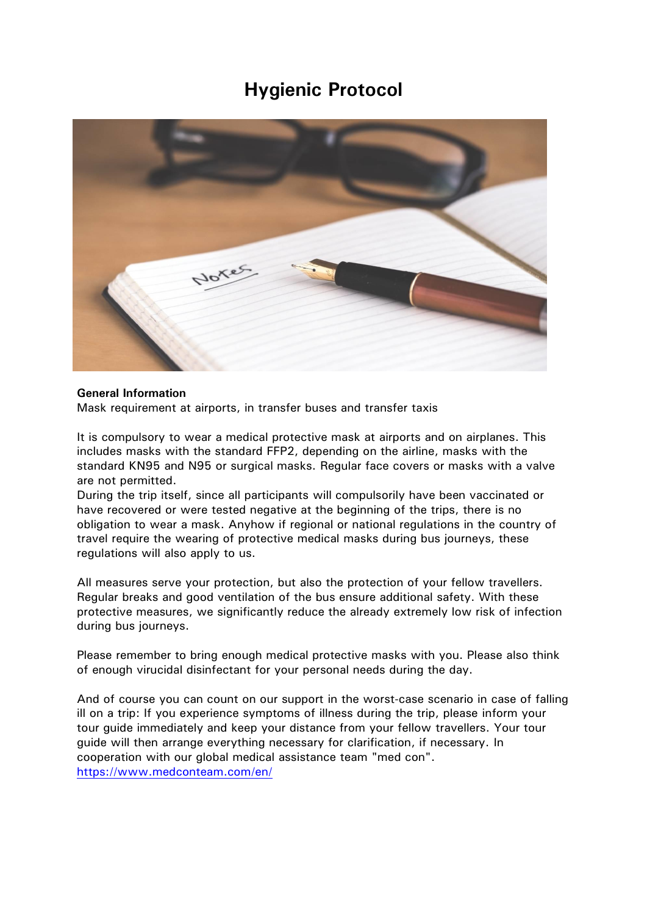# Hygienic Protocol

**General Information**

Mask requirement at airports, in transfer buses and transfer taxis

It is compulsory to wear a medical protective mask at airports and on airplanes. This includes masks with the standard FFP2, depending on the airline, masks with the standard KN95 and N95 or surgical masks. Regular face covers or masks with a valve are not permitted.
During the trip itself, since all participants will compulsorily have been vaccinated or have recovered or were tested negative at the beginning of the trips, there is no obligation to wear a mask. Anyhow if regional or national regulations in the country of travel require the wearing of protective medical masks during bus journeys, these regulations will also apply to us.

All measures serve your protection, but also the protection of your fellow travellers. Regular breaks and good ventilation of the bus ensure additional safety. With these protective measures, we significantly reduce the already extremely low risk of infection during bus journeys.

Please remember to bring enough medical protective masks with you. Please also think of enough virucidal disinfectant for your personal needs during the day.

And of course you can count on our support in the worst-case scenario in case of falling ill on a trip: If you experience symptoms of illness during the trip, please inform your tour guide immediately and keep your distance from your fellow travellers. Your tour guide will then arrange everything necessary for clarification, if necessary. In cooperation with our global medical assistance team "med con".
https://www.medconteam.com/en/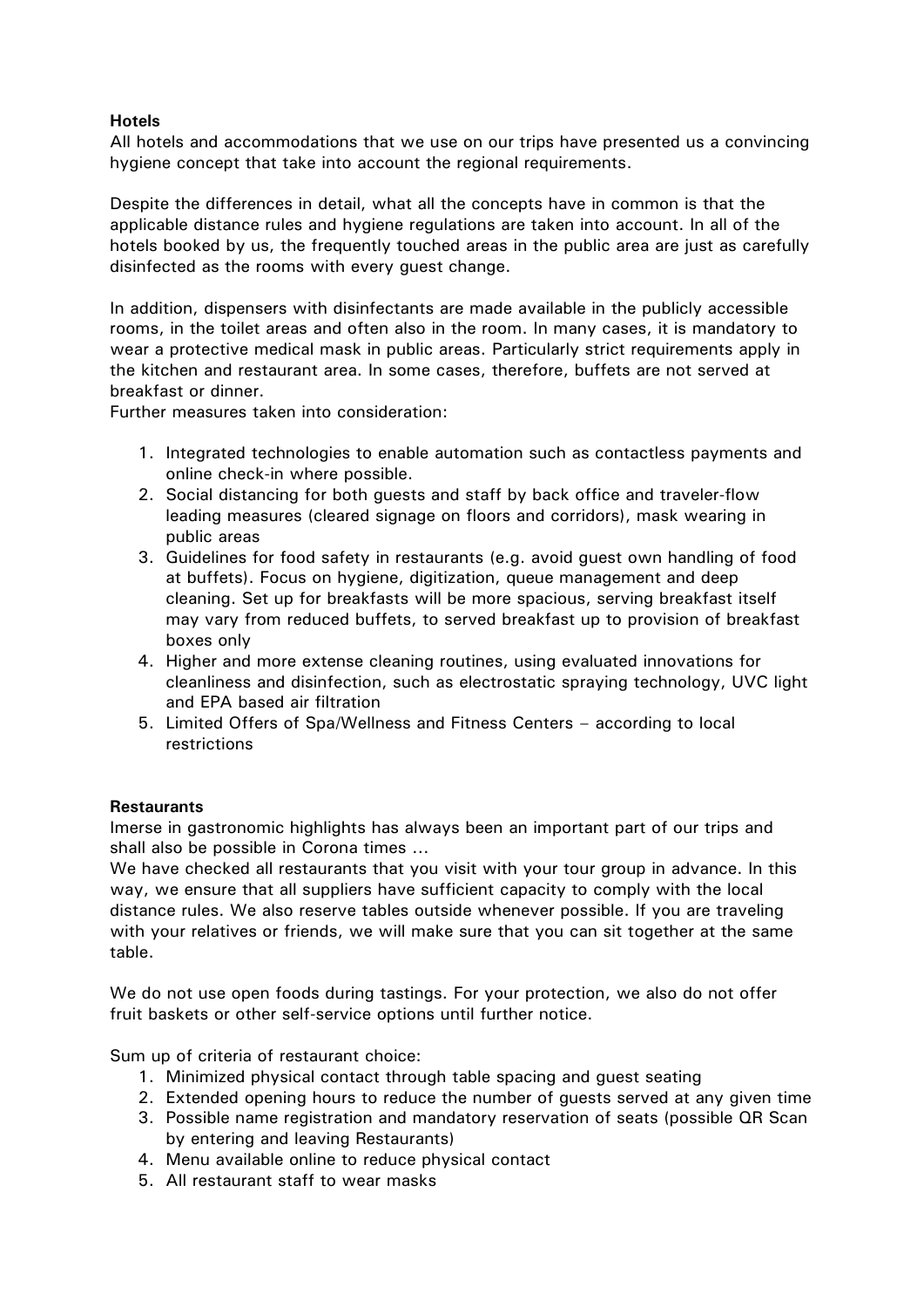**Hotels**

All hotels and accommodations that we use on our trips have presented us a convincing hygiene concept that take into account the regional requirements.

Despite the differences in detail, what all the concepts have in common is that the applicable distance rules and hygiene regulations are taken into account. In all of the hotels booked by us, the frequently touched areas in the public area are just as carefully disinfected as the rooms with every guest change.

In addition, dispensers with disinfectants are made available in the publicly accessible rooms, in the toilet areas and often also in the room. In many cases, it is mandatory to wear a protective medical mask in public areas. Particularly strict requirements apply in the kitchen and restaurant area. In some cases, therefore, buffets are not served at breakfast or dinner.
Further measures taken into consideration:

1. Integrated technologies to enable automation such as contactless payments and online check-in where possible.
2. Social distancing for both guests and staff by back office and traveler-flow leading measures (cleared signage on floors and corridors), mask wearing in public areas
3. Guidelines for food safety in restaurants (e.g. avoid guest own handling of food at buffets). Focus on hygiene, digitization, queue management and deep cleaning. Set up for breakfasts will be more spacious, serving breakfast itself may vary from reduced buffets, to served breakfast up to provision of breakfast boxes only
4. Higher and more extense cleaning routines, using evaluated innovations for cleanliness and disinfection, such as electrostatic spraying technology, UVC light and EPA based air filtration
5. Limited Offers of Spa/Wellness and Fitness Centers – according to local restrictions

**Restaurants**

Imerse in gastronomic highlights has always been an important part of our trips and shall also be possible in Corona times ...
We have checked all restaurants that you visit with your tour group in advance. In this way, we ensure that all suppliers have sufficient capacity to comply with the local distance rules. We also reserve tables outside whenever possible. If you are traveling with your relatives or friends, we will make sure that you can sit together at the same table.

We do not use open foods during tastings. For your protection, we also do not offer fruit baskets or other self-service options until further notice.

Sum up of criteria of restaurant choice:

1. Minimized physical contact through table spacing and guest seating
2. Extended opening hours to reduce the number of guests served at any given time
3. Possible name registration and mandatory reservation of seats (possible QR Scan by entering and leaving Restaurants)
4. Menu available online to reduce physical contact
5. All restaurant staff to wear masks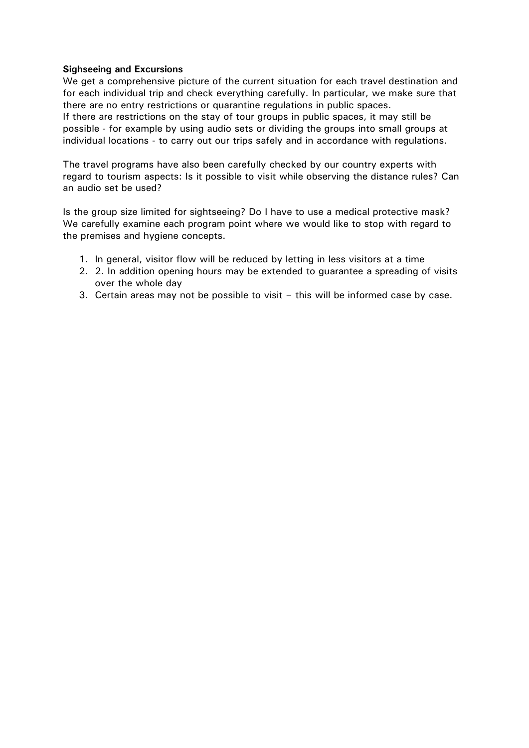**Sighseeing and Excursions**

We get a comprehensive picture of the current situation for each travel destination and for each individual trip and check everything carefully. In particular, we make sure that there are no entry restrictions or quarantine regulations in public spaces.
If there are restrictions on the stay of tour groups in public spaces, it may still be possible - for example by using audio sets or dividing the groups into small groups at individual locations - to carry out our trips safely and in accordance with regulations.

The travel programs have also been carefully checked by our country experts with regard to tourism aspects: Is it possible to visit while observing the distance rules? Can an audio set be used?

Is the group size limited for sightseeing? Do I have to use a medical protective mask? We carefully examine each program point where we would like to stop with regard to the premises and hygiene concepts.

1. In general, visitor flow will be reduced by letting in less visitors at a time
2. 2. In addition opening hours may be extended to guarantee a spreading of visits over the whole day
3. Certain areas may not be possible to visit – this will be informed case by case.